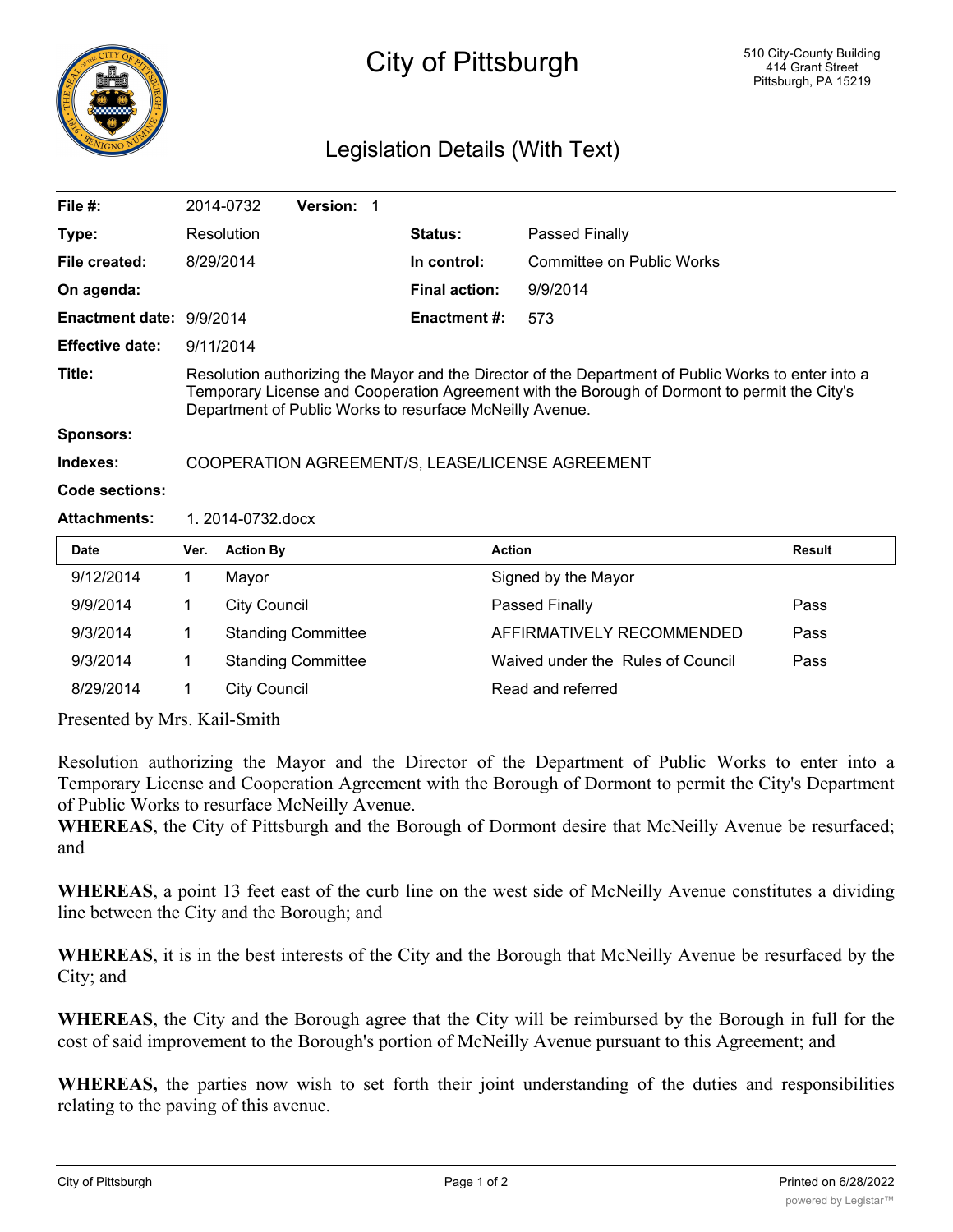# City of Pittsburgh

510 City-County Building
414 Grant Street
Pittsburgh, PA 15219

## Legislation Details (With Text)

| | | | |
|---|---|---|---|
| **File #:** | 2014-0732 **Version:** 1 | | |
| **Type:** | Resolution | **Status:** | Passed Finally |
| **File created:** | 8/29/2014 | **In control:** | Committee on Public Works |
| **On agenda:** | | **Final action:** | 9/9/2014 |
| **Enactment date:** | 9/9/2014 | **Enactment #:** | 573 |
| **Effective date:** | 9/11/2014 | | |

**Title:** Resolution authorizing the Mayor and the Director of the Department of Public Works to enter into a Temporary License and Cooperation Agreement with the Borough of Dormont to permit the City's Department of Public Works to resurface McNeilly Avenue.

**Sponsors:**

**Indexes:** COOPERATION AGREEMENT/S, LEASE/LICENSE AGREEMENT

**Code sections:**

**Attachments:** 1. 2014-0732.docx

| Date | Ver. | Action By | Action | Result |
|---|---|---|---|---|
| 9/12/2014 | 1 | Mayor | Signed by the Mayor | |
| 9/9/2014 | 1 | City Council | Passed Finally | Pass |
| 9/3/2014 | 1 | Standing Committee | AFFIRMATIVELY RECOMMENDED | Pass |
| 9/3/2014 | 1 | Standing Committee | Waived under the Rules of Council | Pass |
| 8/29/2014 | 1 | City Council | Read and referred | |

Presented by Mrs. Kail-Smith

Resolution authorizing the Mayor and the Director of the Department of Public Works to enter into a Temporary License and Cooperation Agreement with the Borough of Dormont to permit the City's Department of Public Works to resurface McNeilly Avenue.

**WHEREAS**, the City of Pittsburgh and the Borough of Dormont desire that McNeilly Avenue be resurfaced; and

**WHEREAS**, a point 13 feet east of the curb line on the west side of McNeilly Avenue constitutes a dividing line between the City and the Borough; and

**WHEREAS**, it is in the best interests of the City and the Borough that McNeilly Avenue be resurfaced by the City; and

**WHEREAS**, the City and the Borough agree that the City will be reimbursed by the Borough in full for the cost of said improvement to the Borough's portion of McNeilly Avenue pursuant to this Agreement; and

**WHEREAS,** the parties now wish to set forth their joint understanding of the duties and responsibilities relating to the paving of this avenue.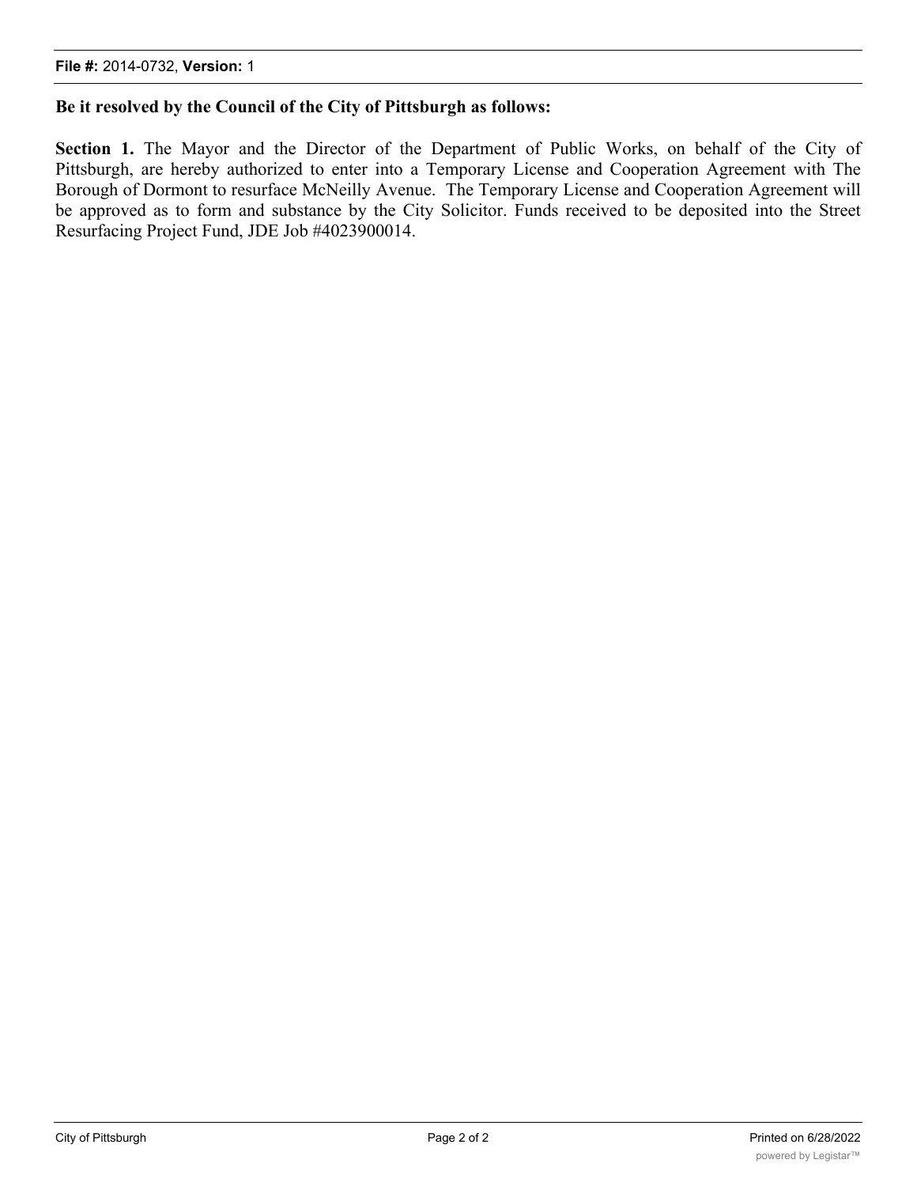**Be it resolved by the Council of the City of Pittsburgh as follows:**

**Section 1.** The Mayor and the Director of the Department of Public Works, on behalf of the City of Pittsburgh, are hereby authorized to enter into a Temporary License and Cooperation Agreement with The Borough of Dormont to resurface McNeilly Avenue. The Temporary License and Cooperation Agreement will be approved as to form and substance by the City Solicitor. Funds received to be deposited into the Street Resurfacing Project Fund, JDE Job #4023900014.